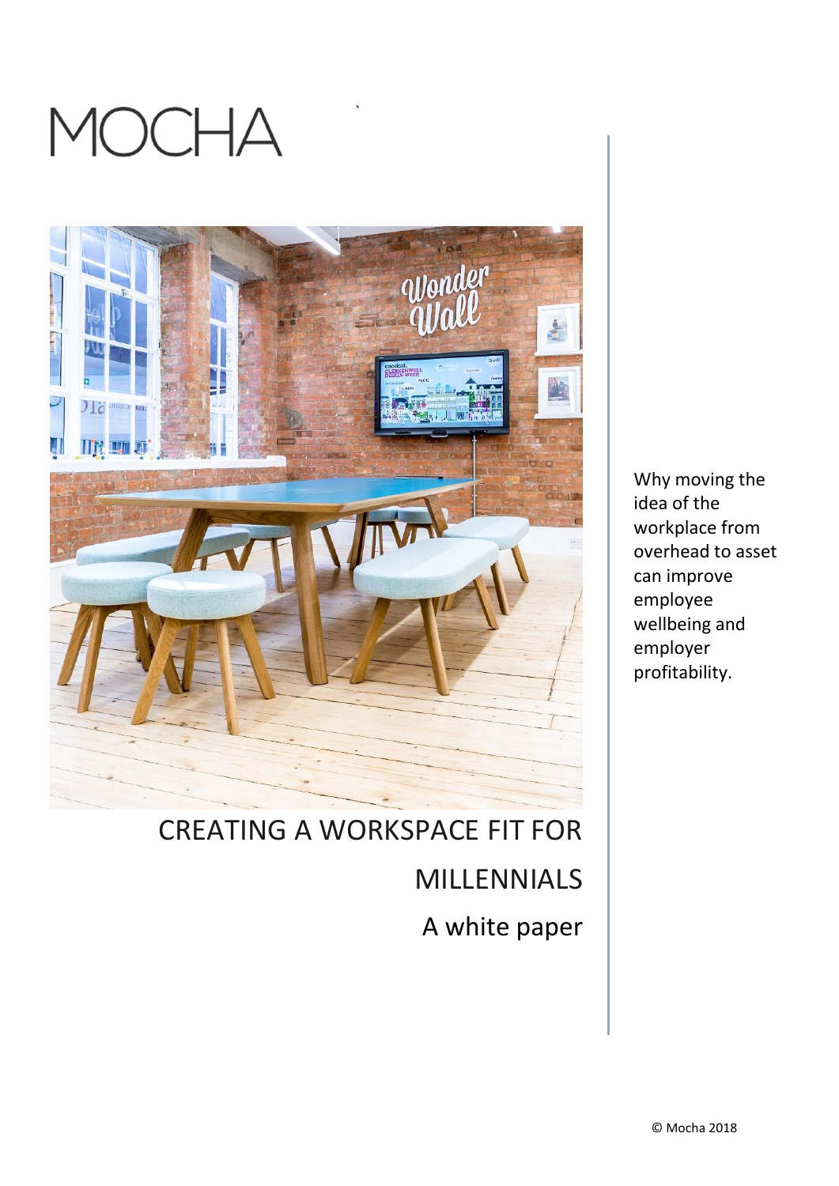MOCHA

# CREATING A WORKSPACE FIT FOR MILLENNIALS

## A white paper

Why moving the idea of the workplace from overhead to asset can improve employee wellbeing and employer profitability.

© Mocha 2018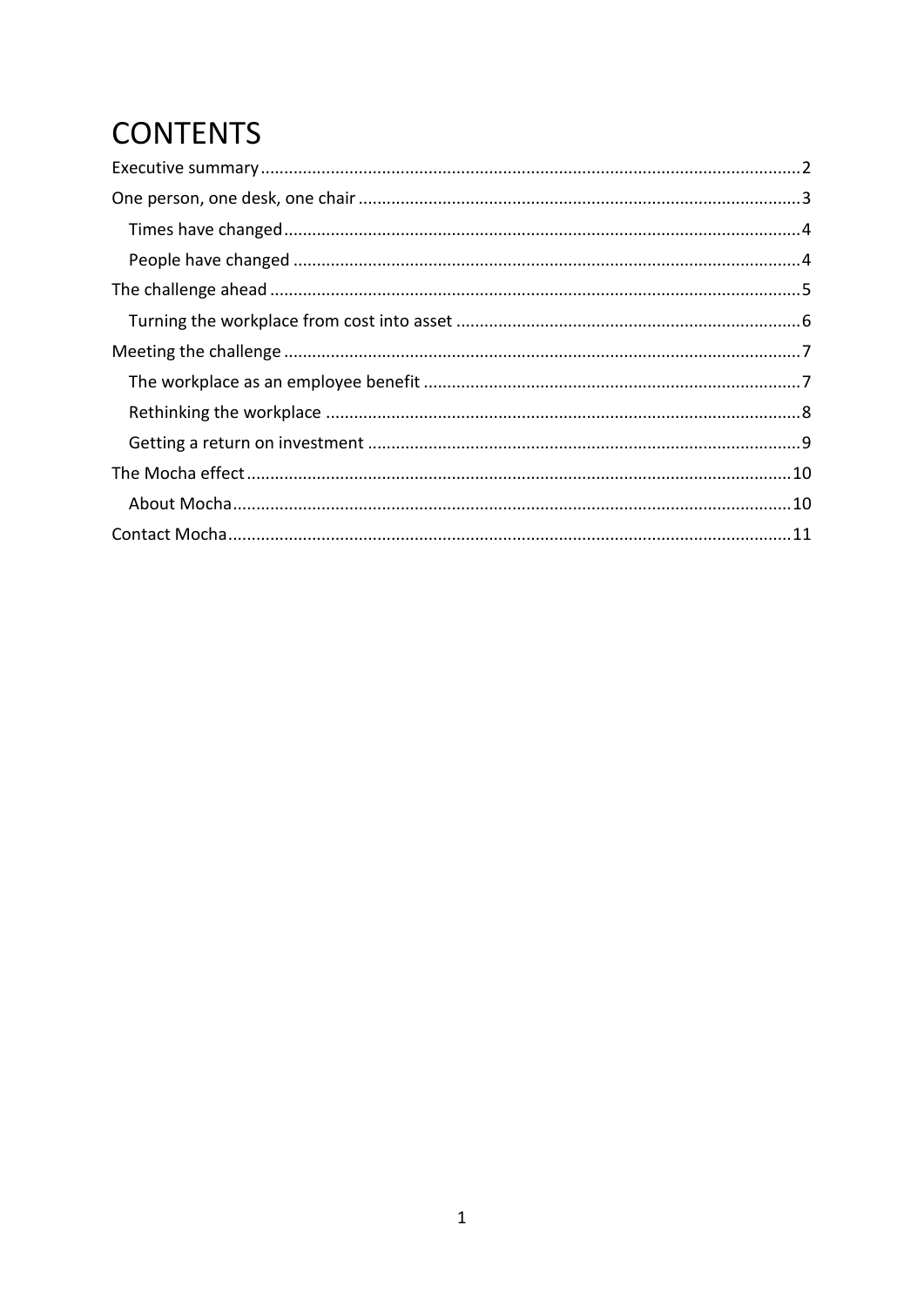# CONTENTS

Executive summary....................2
One person, one desk, one chair....................3
- Times have changed....................4
- People have changed....................4

The challenge ahead....................5
- Turning the workplace from cost into asset....................6

Meeting the challenge....................7
- The workplace as an employee benefit....................7
- Rethinking the workplace....................8
- Getting a return on investment....................9

The Mocha effect....................10
- About Mocha....................10

Contact Mocha....................11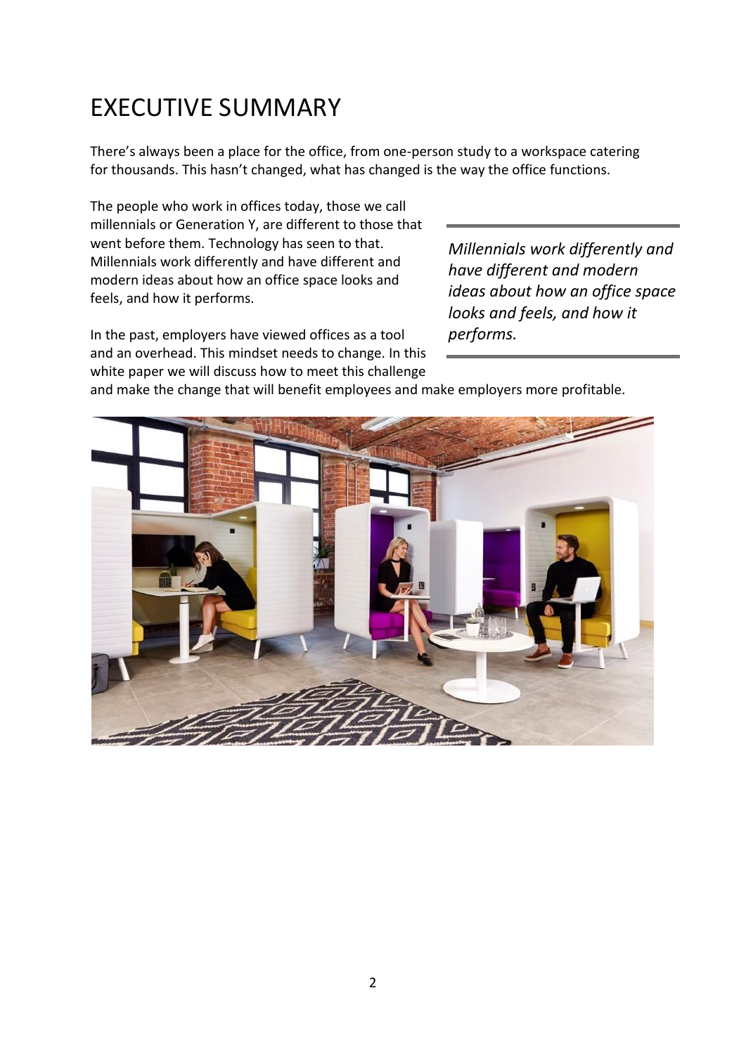# EXECUTIVE SUMMARY

There's always been a place for the office, from one-person study to a workspace catering for thousands. This hasn't changed, what has changed is the way the office functions.

The people who work in offices today, those we call millennials or Generation Y, are different to those that went before them. Technology has seen to that. Millennials work differently and have different and modern ideas about how an office space looks and feels, and how it performs.

> *Millennials work differently and have different and modern ideas about how an office space looks and feels, and how it performs.*

In the past, employers have viewed offices as a tool and an overhead. This mindset needs to change. In this white paper we will discuss how to meet this challenge and make the change that will benefit employees and make employers more profitable.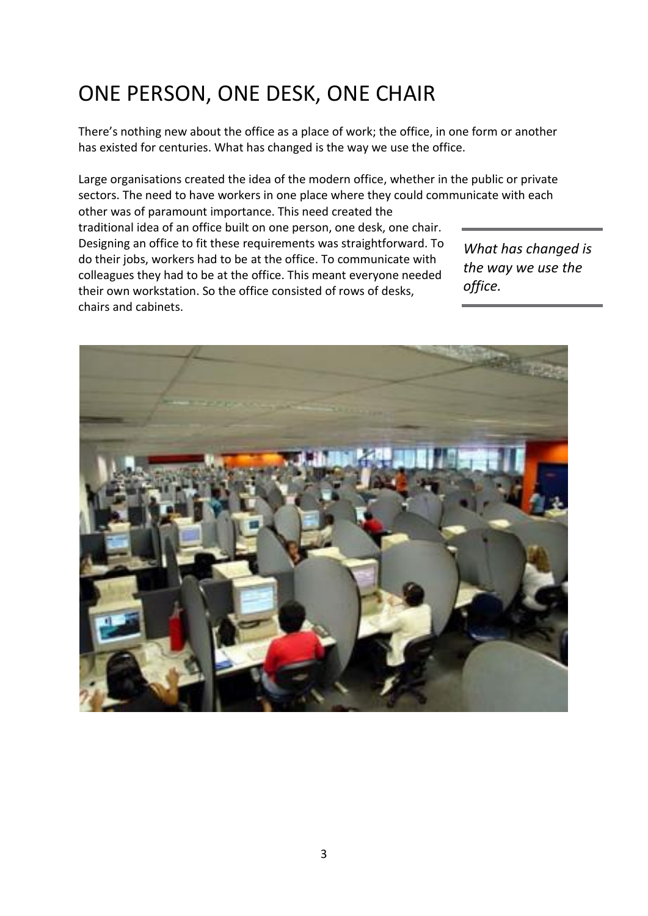# ONE PERSON, ONE DESK, ONE CHAIR

There's nothing new about the office as a place of work; the office, in one form or another has existed for centuries. What has changed is the way we use the office.

Large organisations created the idea of the modern office, whether in the public or private sectors. The need to have workers in one place where they could communicate with each other was of paramount importance. This need created the traditional idea of an office built on one person, one desk, one chair. Designing an office to fit these requirements was straightforward. To do their jobs, workers had to be at the office. To communicate with colleagues they had to be at the office. This meant everyone needed their own workstation. So the office consisted of rows of desks, chairs and cabinets.

> *What has changed is the way we use the office.*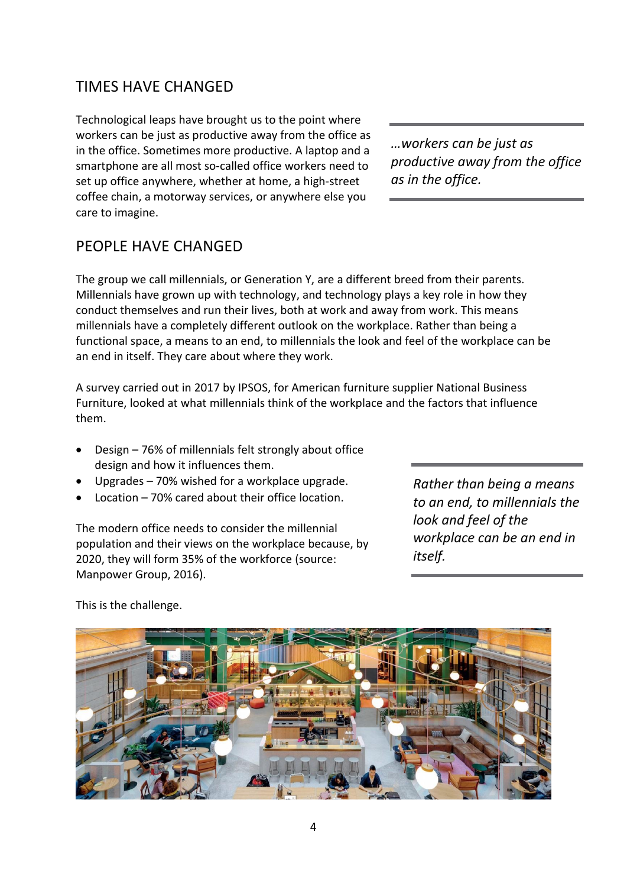## TIMES HAVE CHANGED

Technological leaps have brought us to the point where workers can be just as productive away from the office as in the office. Sometimes more productive. A laptop and a smartphone are all most so-called office workers need to set up office anywhere, whether at home, a high-street coffee chain, a motorway services, or anywhere else you care to imagine.

> *…workers can be just as productive away from the office as in the office.*

## PEOPLE HAVE CHANGED

The group we call millennials, or Generation Y, are a different breed from their parents. Millennials have grown up with technology, and technology plays a key role in how they conduct themselves and run their lives, both at work and away from work. This means millennials have a completely different outlook on the workplace. Rather than being a functional space, a means to an end, to millennials the look and feel of the workplace can be an end in itself. They care about where they work.

A survey carried out in 2017 by IPSOS, for American furniture supplier National Business Furniture, looked at what millennials think of the workplace and the factors that influence them.

- Design – 76% of millennials felt strongly about office design and how it influences them.
- Upgrades – 70% wished for a workplace upgrade.
- Location – 70% cared about their office location.

> *Rather than being a means to an end, to millennials the look and feel of the workplace can be an end in itself.*

The modern office needs to consider the millennial population and their views on the workplace because, by 2020, they will form 35% of the workforce (source: Manpower Group, 2016).

This is the challenge.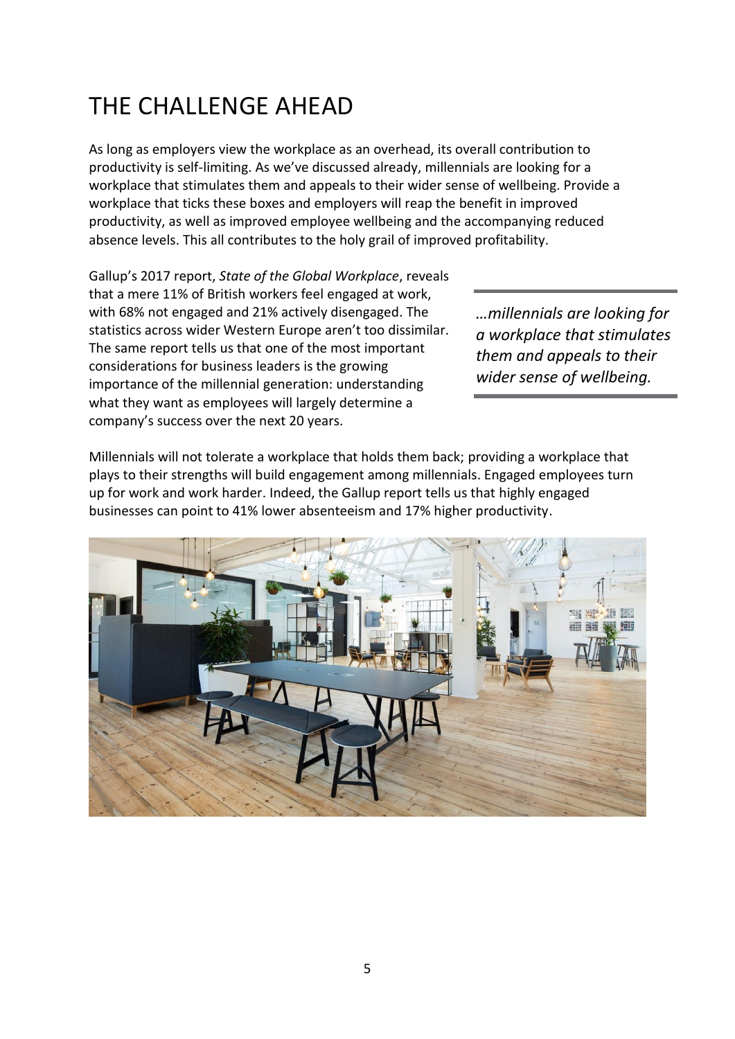# THE CHALLENGE AHEAD

As long as employers view the workplace as an overhead, its overall contribution to productivity is self-limiting. As we've discussed already, millennials are looking for a workplace that stimulates them and appeals to their wider sense of wellbeing. Provide a workplace that ticks these boxes and employers will reap the benefit in improved productivity, as well as improved employee wellbeing and the accompanying reduced absence levels. This all contributes to the holy grail of improved profitability.

Gallup's 2017 report, *State of the Global Workplace*, reveals that a mere 11% of British workers feel engaged at work, with 68% not engaged and 21% actively disengaged. The statistics across wider Western Europe aren't too dissimilar. The same report tells us that one of the most important considerations for business leaders is the growing importance of the millennial generation: understanding what they want as employees will largely determine a company's success over the next 20 years.

> *…millennials are looking for a workplace that stimulates them and appeals to their wider sense of wellbeing.*

Millennials will not tolerate a workplace that holds them back; providing a workplace that plays to their strengths will build engagement among millennials. Engaged employees turn up for work and work harder. Indeed, the Gallup report tells us that highly engaged businesses can point to 41% lower absenteeism and 17% higher productivity.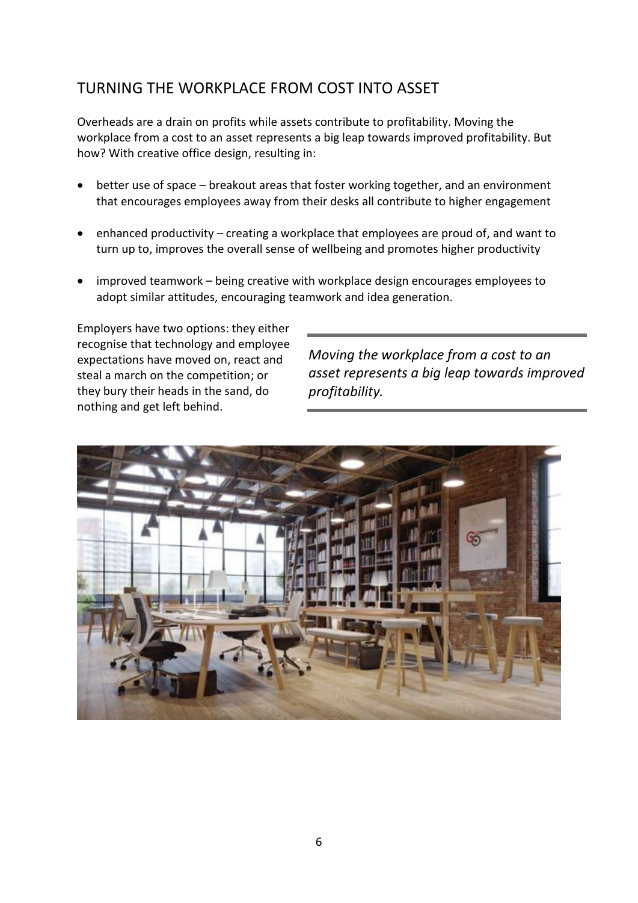## TURNING THE WORKPLACE FROM COST INTO ASSET

Overheads are a drain on profits while assets contribute to profitability. Moving the workplace from a cost to an asset represents a big leap towards improved profitability. But how? With creative office design, resulting in:

- better use of space – breakout areas that foster working together, and an environment that encourages employees away from their desks all contribute to higher engagement
- enhanced productivity – creating a workplace that employees are proud of, and want to turn up to, improves the overall sense of wellbeing and promotes higher productivity
- improved teamwork – being creative with workplace design encourages employees to adopt similar attitudes, encouraging teamwork and idea generation.

Employers have two options: they either recognise that technology and employee expectations have moved on, react and steal a march on the competition; or they bury their heads in the sand, do nothing and get left behind.

*Moving the workplace from a cost to an asset represents a big leap towards improved profitability.*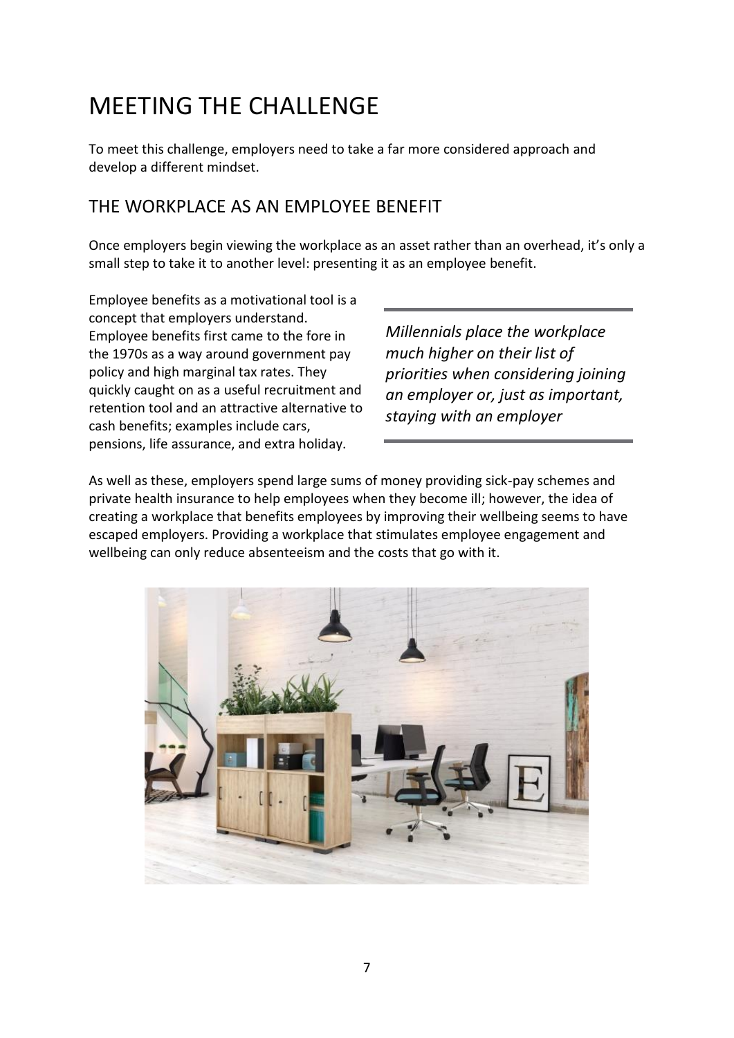# MEETING THE CHALLENGE

To meet this challenge, employers need to take a far more considered approach and develop a different mindset.

## THE WORKPLACE AS AN EMPLOYEE BENEFIT

Once employers begin viewing the workplace as an asset rather than an overhead, it's only a small step to take it to another level: presenting it as an employee benefit.

Employee benefits as a motivational tool is a concept that employers understand. Employee benefits first came to the fore in the 1970s as a way around government pay policy and high marginal tax rates. They quickly caught on as a useful recruitment and retention tool and an attractive alternative to cash benefits; examples include cars, pensions, life assurance, and extra holiday.

> *Millennials place the workplace much higher on their list of priorities when considering joining an employer or, just as important, staying with an employer*

As well as these, employers spend large sums of money providing sick-pay schemes and private health insurance to help employees when they become ill; however, the idea of creating a workplace that benefits employees by improving their wellbeing seems to have escaped employers. Providing a workplace that stimulates employee engagement and wellbeing can only reduce absenteeism and the costs that go with it.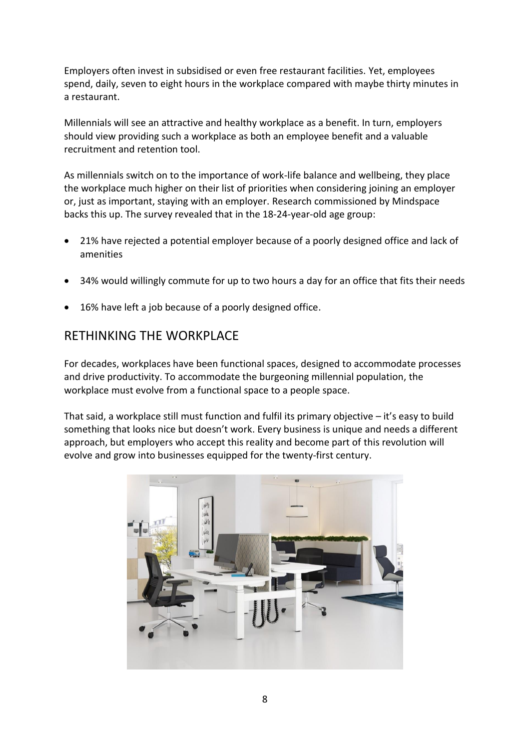Employers often invest in subsidised or even free restaurant facilities. Yet, employees spend, daily, seven to eight hours in the workplace compared with maybe thirty minutes in a restaurant.

Millennials will see an attractive and healthy workplace as a benefit. In turn, employers should view providing such a workplace as both an employee benefit and a valuable recruitment and retention tool.

As millennials switch on to the importance of work-life balance and wellbeing, they place the workplace much higher on their list of priorities when considering joining an employer or, just as important, staying with an employer. Research commissioned by Mindspace backs this up. The survey revealed that in the 18-24-year-old age group:

- 21% have rejected a potential employer because of a poorly designed office and lack of amenities
- 34% would willingly commute for up to two hours a day for an office that fits their needs
- 16% have left a job because of a poorly designed office.

## RETHINKING THE WORKPLACE

For decades, workplaces have been functional spaces, designed to accommodate processes and drive productivity. To accommodate the burgeoning millennial population, the workplace must evolve from a functional space to a people space.

That said, a workplace still must function and fulfil its primary objective – it's easy to build something that looks nice but doesn't work. Every business is unique and needs a different approach, but employers who accept this reality and become part of this revolution will evolve and grow into businesses equipped for the twenty-first century.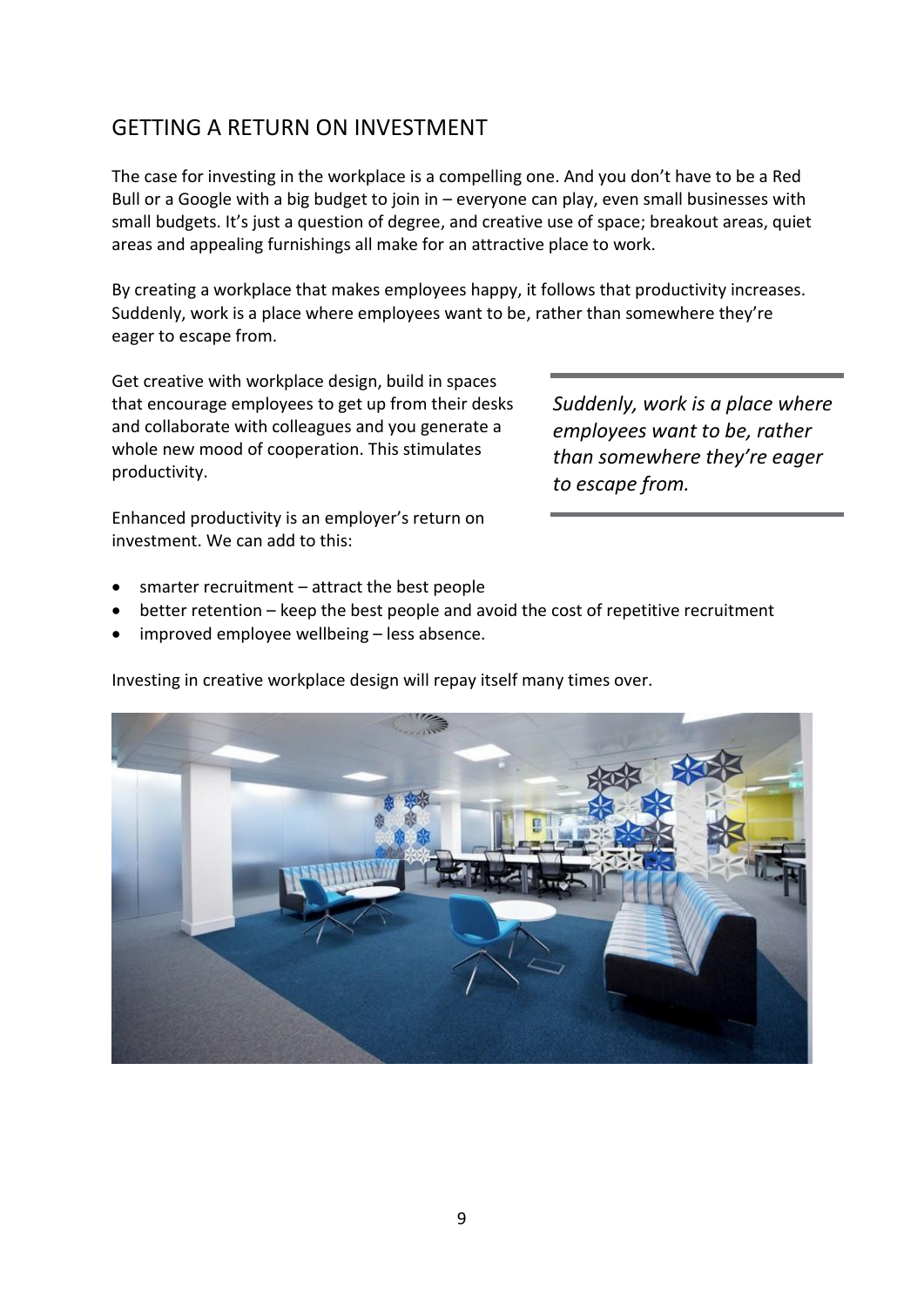## GETTING A RETURN ON INVESTMENT

The case for investing in the workplace is a compelling one. And you don't have to be a Red Bull or a Google with a big budget to join in – everyone can play, even small businesses with small budgets. It's just a question of degree, and creative use of space; breakout areas, quiet areas and appealing furnishings all make for an attractive place to work.

By creating a workplace that makes employees happy, it follows that productivity increases. Suddenly, work is a place where employees want to be, rather than somewhere they're eager to escape from.

Get creative with workplace design, build in spaces that encourage employees to get up from their desks and collaborate with colleagues and you generate a whole new mood of cooperation. This stimulates productivity.

> *Suddenly, work is a place where employees want to be, rather than somewhere they're eager to escape from.*

Enhanced productivity is an employer's return on investment. We can add to this:

- smarter recruitment – attract the best people
- better retention – keep the best people and avoid the cost of repetitive recruitment
- improved employee wellbeing – less absence.

Investing in creative workplace design will repay itself many times over.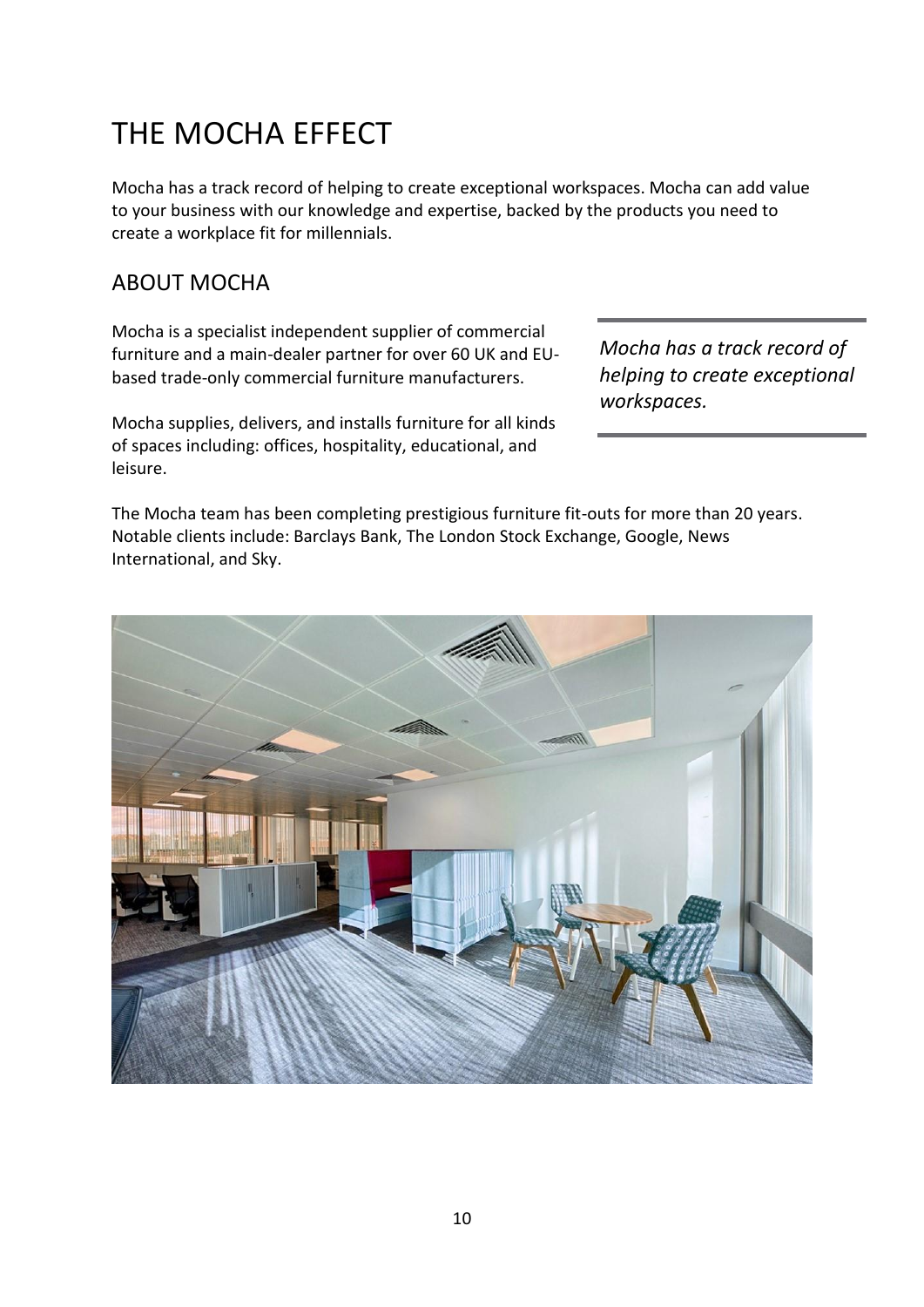# THE MOCHA EFFECT

Mocha has a track record of helping to create exceptional workspaces. Mocha can add value to your business with our knowledge and expertise, backed by the products you need to create a workplace fit for millennials.

## ABOUT MOCHA

Mocha is a specialist independent supplier of commercial furniture and a main-dealer partner for over 60 UK and EU-based trade-only commercial furniture manufacturers.

*Mocha has a track record of helping to create exceptional workspaces.*

Mocha supplies, delivers, and installs furniture for all kinds of spaces including: offices, hospitality, educational, and leisure.

The Mocha team has been completing prestigious furniture fit-outs for more than 20 years. Notable clients include: Barclays Bank, The London Stock Exchange, Google, News International, and Sky.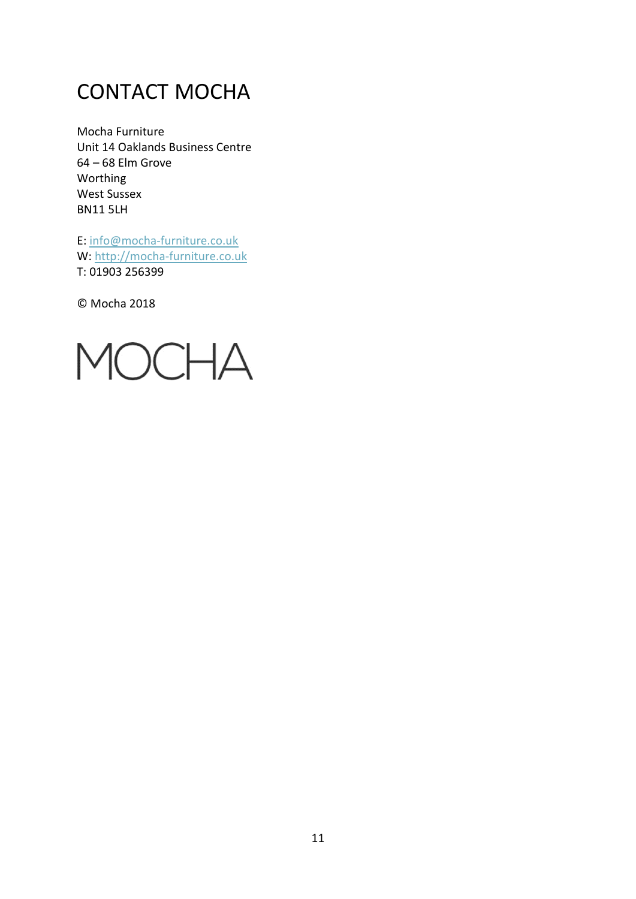# CONTACT MOCHA

Mocha Furniture
Unit 14 Oaklands Business Centre
64 – 68 Elm Grove
Worthing
West Sussex
BN11 5LH

E: info@mocha-furniture.co.uk
W: http://mocha-furniture.co.uk
T: 01903 256399

© Mocha 2018

MOCHA